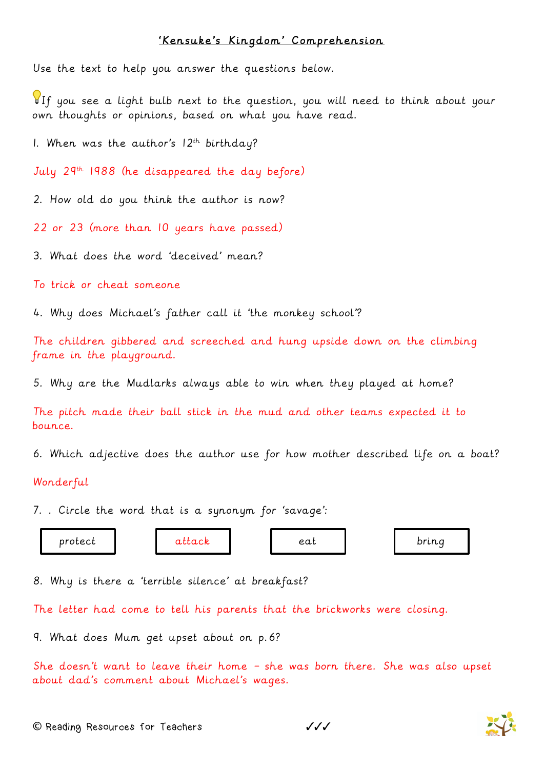# 'Kensuke's Kingdom' Comprehension

Use the text to help you answer the questions below.

💡If you see a light bulb next to the question, you will need to think about your own thoughts or opinions, based on what you have read.

1. When was the author's 12th birthday?

July 29th 1988 (he disappeared the day before)

2. How old do you think the author is now?

22 or 23 (more than 10 years have passed)

3. What does the word 'deceived' mean?

To trick or cheat someone

4. Why does Michael's father call it 'the monkey school'?

The children gibbered and screeched and hung upside down on the climbing frame in the playground.

5. Why are the Mudlarks always able to win when they played at home?

The pitch made their ball stick in the mud and other teams expected it to bounce.

6. Which adjective does the author use for how mother described life on a boat?

Wonderful

7. . Circle the word that is a synonym for 'savage':

| protect | attack | eat | bring |
|---|---|---|---|

8. Why is there a 'terrible silence' at breakfast?

The letter had come to tell his parents that the brickworks were closing.

9. What does Mum get upset about on p.6?

She doesn't want to leave their home – she was born there. She was also upset about dad's comment about Michael's wages.

© Reading Resources for Teachers ✓✓✓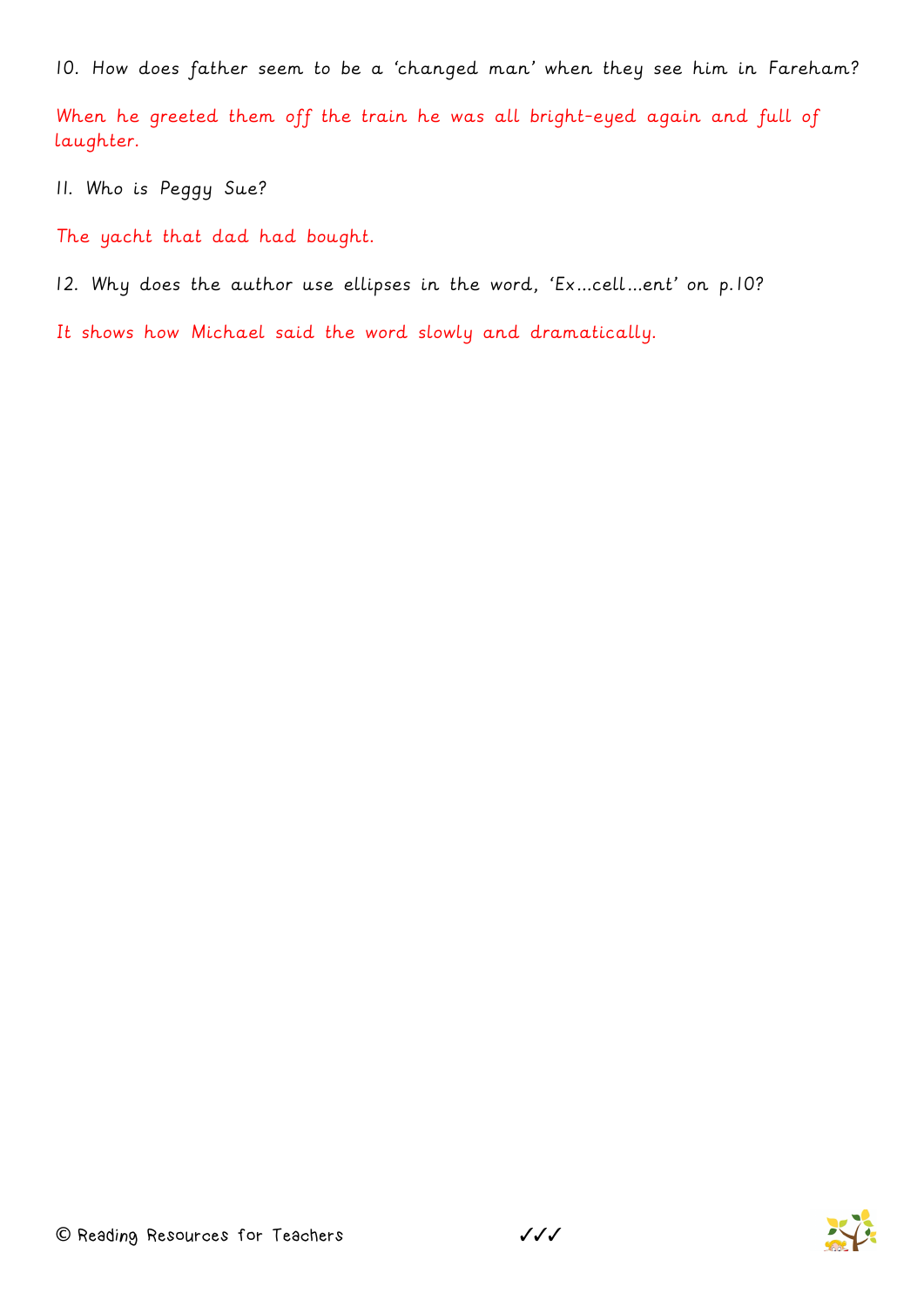10. How does father seem to be a 'changed man' when they see him in Fareham?

When he greeted them off the train he was all bright-eyed again and full of laughter.

11. Who is Peggy Sue?

The yacht that dad had bought.

12. Why does the author use ellipses in the word, 'Ex…cell…ent' on p.10?

It shows how Michael said the word slowly and dramatically.